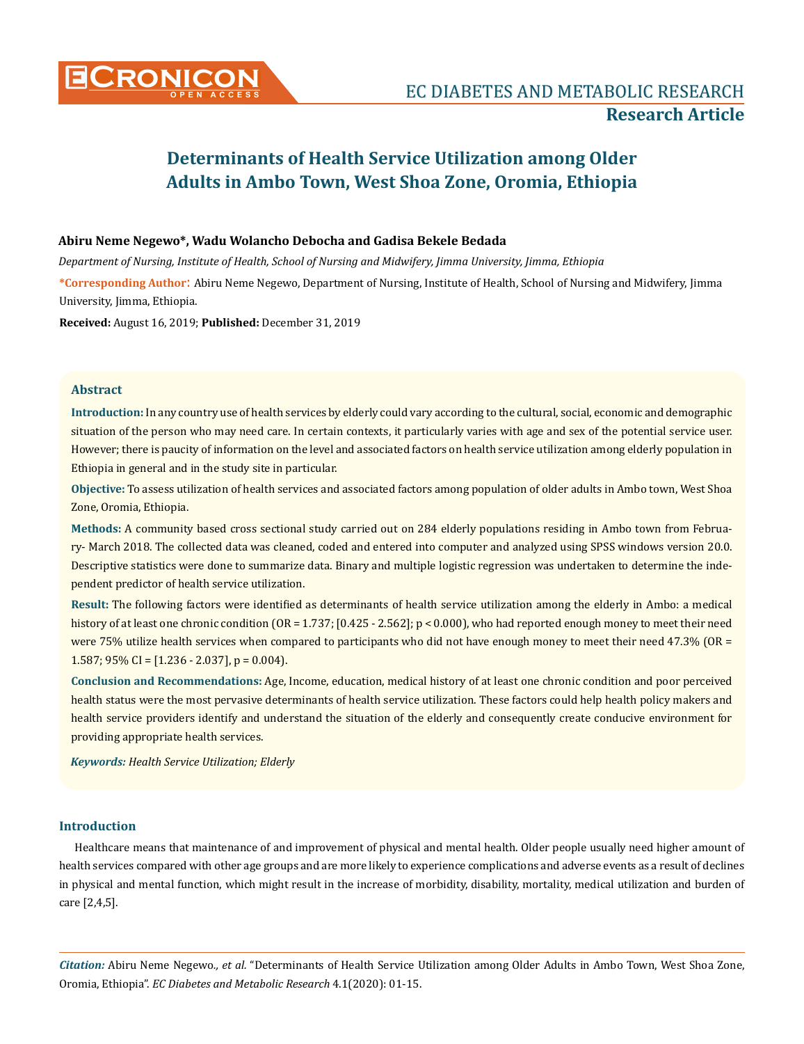# Determinants of Health Service Utilization among Older Adults in Ambo Town, West Shoa Zone, Oromia, Ethiopia

**Abiru Neme Negewo\*, Wadu Wolancho Debocha and Gadisa Bekele Bedada**

*Department of Nursing, Institute of Health, School of Nursing and Midwifery, Jimma University, Jimma, Ethiopia*

**\*Corresponding Author:** Abiru Neme Negewo, Department of Nursing, Institute of Health, School of Nursing and Midwifery, Jimma University, Jimma, Ethiopia.

**Received:** August 16, 2019; **Published:** December 31, 2019

## Abstract

**Introduction:** In any country use of health services by elderly could vary according to the cultural, social, economic and demographic situation of the person who may need care. In certain contexts, it particularly varies with age and sex of the potential service user. However; there is paucity of information on the level and associated factors on health service utilization among elderly population in Ethiopia in general and in the study site in particular.

**Objective:** To assess utilization of health services and associated factors among population of older adults in Ambo town, West Shoa Zone, Oromia, Ethiopia.

**Methods:** A community based cross sectional study carried out on 284 elderly populations residing in Ambo town from February- March 2018. The collected data was cleaned, coded and entered into computer and analyzed using SPSS windows version 20.0. Descriptive statistics were done to summarize data. Binary and multiple logistic regression was undertaken to determine the independent predictor of health service utilization.

**Result:** The following factors were identified as determinants of health service utilization among the elderly in Ambo: a medical history of at least one chronic condition (OR = 1.737; [0.425 - 2.562]; $p < 0.000$), who had reported enough money to meet their need were 75% utilize health services when compared to participants who did not have enough money to meet their need 47.3% (OR = 1.587; 95% CI = [1.236 - 2.037], $p = 0.004$).

**Conclusion and Recommendations:** Age, Income, education, medical history of at least one chronic condition and poor perceived health status were the most pervasive determinants of health service utilization. These factors could help health policy makers and health service providers identify and understand the situation of the elderly and consequently create conducive environment for providing appropriate health services.

***Keywords:*** *Health Service Utilization; Elderly*

## Introduction

Healthcare means that maintenance of and improvement of physical and mental health. Older people usually need higher amount of health services compared with other age groups and are more likely to experience complications and adverse events as a result of declines in physical and mental function, which might result in the increase of morbidity, disability, mortality, medical utilization and burden of care [2,4,5].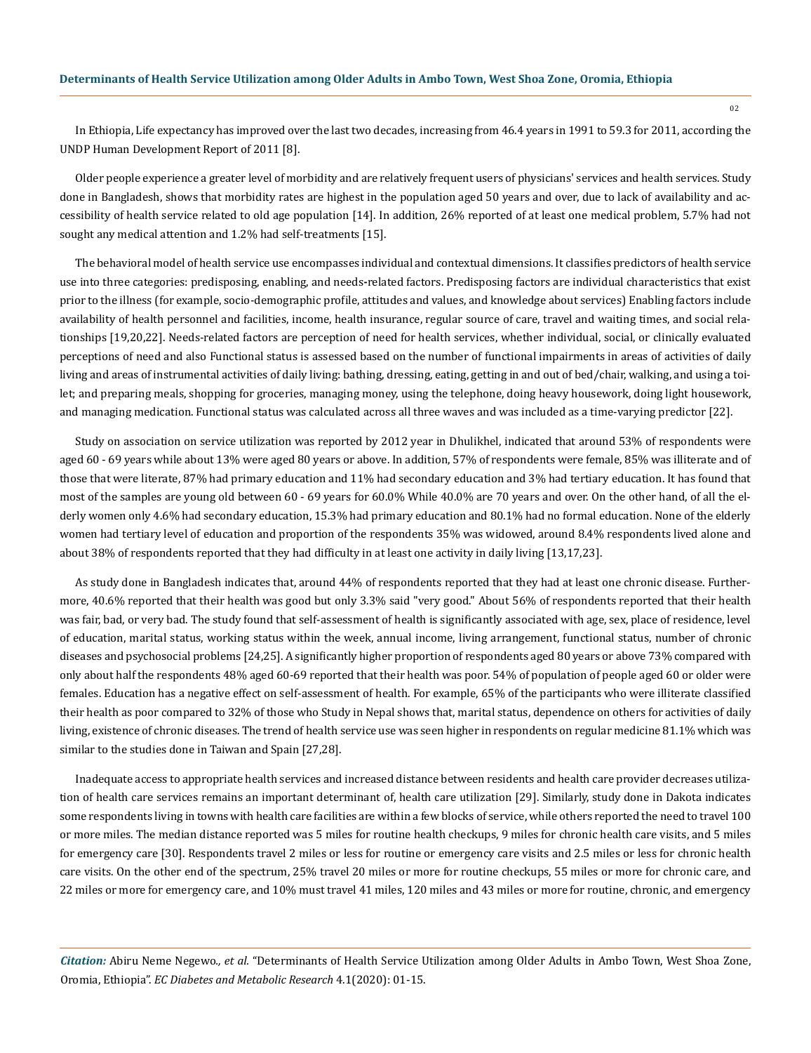In Ethiopia, Life expectancy has improved over the last two decades, increasing from 46.4 years in 1991 to 59.3 for 2011, according the UNDP Human Development Report of 2011 [8].

Older people experience a greater level of morbidity and are relatively frequent users of physicians' services and health services. Study done in Bangladesh, shows that morbidity rates are highest in the population aged 50 years and over, due to lack of availability and accessibility of health service related to old age population [14]. In addition, 26% reported of at least one medical problem, 5.7% had not sought any medical attention and 1.2% had self-treatments [15].

The behavioral model of health service use encompasses individual and contextual dimensions. It classifies predictors of health service use into three categories: predisposing, enabling, and needs-related factors. Predisposing factors are individual characteristics that exist prior to the illness (for example, socio-demographic profile, attitudes and values, and knowledge about services) Enabling factors include availability of health personnel and facilities, income, health insurance, regular source of care, travel and waiting times, and social relationships [19,20,22]. Needs-related factors are perception of need for health services, whether individual, social, or clinically evaluated perceptions of need and also Functional status is assessed based on the number of functional impairments in areas of activities of daily living and areas of instrumental activities of daily living: bathing, dressing, eating, getting in and out of bed/chair, walking, and using a toilet; and preparing meals, shopping for groceries, managing money, using the telephone, doing heavy housework, doing light housework, and managing medication. Functional status was calculated across all three waves and was included as a time-varying predictor [22].

Study on association on service utilization was reported by 2012 year in Dhulikhel, indicated that around 53% of respondents were aged 60 - 69 years while about 13% were aged 80 years or above. In addition, 57% of respondents were female, 85% was illiterate and of those that were literate, 87% had primary education and 11% had secondary education and 3% had tertiary education. It has found that most of the samples are young old between 60 - 69 years for 60.0% While 40.0% are 70 years and over. On the other hand, of all the elderly women only 4.6% had secondary education, 15.3% had primary education and 80.1% had no formal education. None of the elderly women had tertiary level of education and proportion of the respondents 35% was widowed, around 8.4% respondents lived alone and about 38% of respondents reported that they had difficulty in at least one activity in daily living [13,17,23].

As study done in Bangladesh indicates that, around 44% of respondents reported that they had at least one chronic disease. Furthermore, 40.6% reported that their health was good but only 3.3% said "very good." About 56% of respondents reported that their health was fair, bad, or very bad. The study found that self-assessment of health is significantly associated with age, sex, place of residence, level of education, marital status, working status within the week, annual income, living arrangement, functional status, number of chronic diseases and psychosocial problems [24,25]. A significantly higher proportion of respondents aged 80 years or above 73% compared with only about half the respondents 48% aged 60-69 reported that their health was poor. 54% of population of people aged 60 or older were females. Education has a negative effect on self-assessment of health. For example, 65% of the participants who were illiterate classified their health as poor compared to 32% of those who Study in Nepal shows that, marital status, dependence on others for activities of daily living, existence of chronic diseases. The trend of health service use was seen higher in respondents on regular medicine 81.1% which was similar to the studies done in Taiwan and Spain [27,28].

Inadequate access to appropriate health services and increased distance between residents and health care provider decreases utilization of health care services remains an important determinant of, health care utilization [29]. Similarly, study done in Dakota indicates some respondents living in towns with health care facilities are within a few blocks of service, while others reported the need to travel 100 or more miles. The median distance reported was 5 miles for routine health checkups, 9 miles for chronic health care visits, and 5 miles for emergency care [30]. Respondents travel 2 miles or less for routine or emergency care visits and 2.5 miles or less for chronic health care visits. On the other end of the spectrum, 25% travel 20 miles or more for routine checkups, 55 miles or more for chronic care, and 22 miles or more for emergency care, and 10% must travel 41 miles, 120 miles and 43 miles or more for routine, chronic, and emergency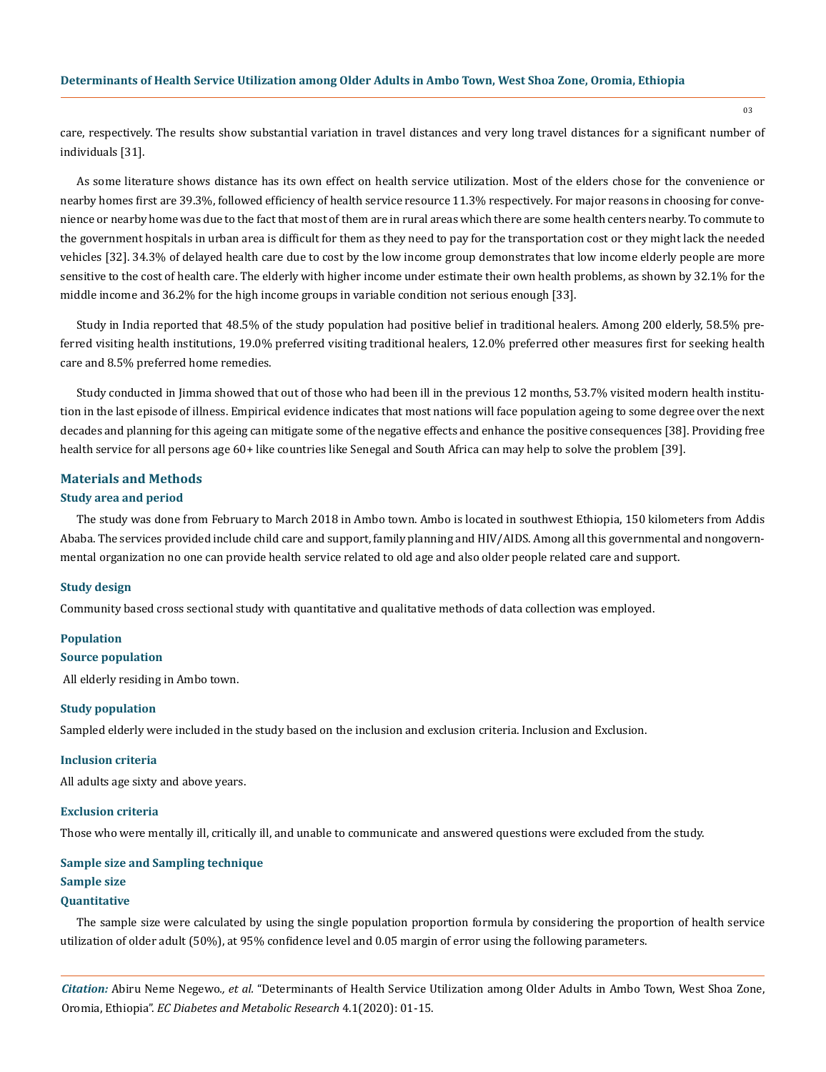care, respectively. The results show substantial variation in travel distances and very long travel distances for a significant number of individuals [31].

As some literature shows distance has its own effect on health service utilization. Most of the elders chose for the convenience or nearby homes first are 39.3%, followed efficiency of health service resource 11.3% respectively. For major reasons in choosing for convenience or nearby home was due to the fact that most of them are in rural areas which there are some health centers nearby. To commute to the government hospitals in urban area is difficult for them as they need to pay for the transportation cost or they might lack the needed vehicles [32]. 34.3% of delayed health care due to cost by the low income group demonstrates that low income elderly people are more sensitive to the cost of health care. The elderly with higher income under estimate their own health problems, as shown by 32.1% for the middle income and 36.2% for the high income groups in variable condition not serious enough [33].

Study in India reported that 48.5% of the study population had positive belief in traditional healers. Among 200 elderly, 58.5% preferred visiting health institutions, 19.0% preferred visiting traditional healers, 12.0% preferred other measures first for seeking health care and 8.5% preferred home remedies.

Study conducted in Jimma showed that out of those who had been ill in the previous 12 months, 53.7% visited modern health institution in the last episode of illness. Empirical evidence indicates that most nations will face population ageing to some degree over the next decades and planning for this ageing can mitigate some of the negative effects and enhance the positive consequences [38]. Providing free health service for all persons age 60+ like countries like Senegal and South Africa can may help to solve the problem [39].

## Materials and Methods

### Study area and period

The study was done from February to March 2018 in Ambo town. Ambo is located in southwest Ethiopia, 150 kilometers from Addis Ababa. The services provided include child care and support, family planning and HIV/AIDS. Among all this governmental and nongovernmental organization no one can provide health service related to old age and also older people related care and support.

### Study design

Community based cross sectional study with quantitative and qualitative methods of data collection was employed.

### Population

#### Source population

All elderly residing in Ambo town.

#### Study population

Sampled elderly were included in the study based on the inclusion and exclusion criteria. Inclusion and Exclusion.

#### Inclusion criteria

All adults age sixty and above years.

#### Exclusion criteria

Those who were mentally ill, critically ill, and unable to communicate and answered questions were excluded from the study.

### Sample size and Sampling technique

#### Sample size

#### Quantitative

The sample size were calculated by using the single population proportion formula by considering the proportion of health service utilization of older adult (50%), at 95% confidence level and 0.05 margin of error using the following parameters.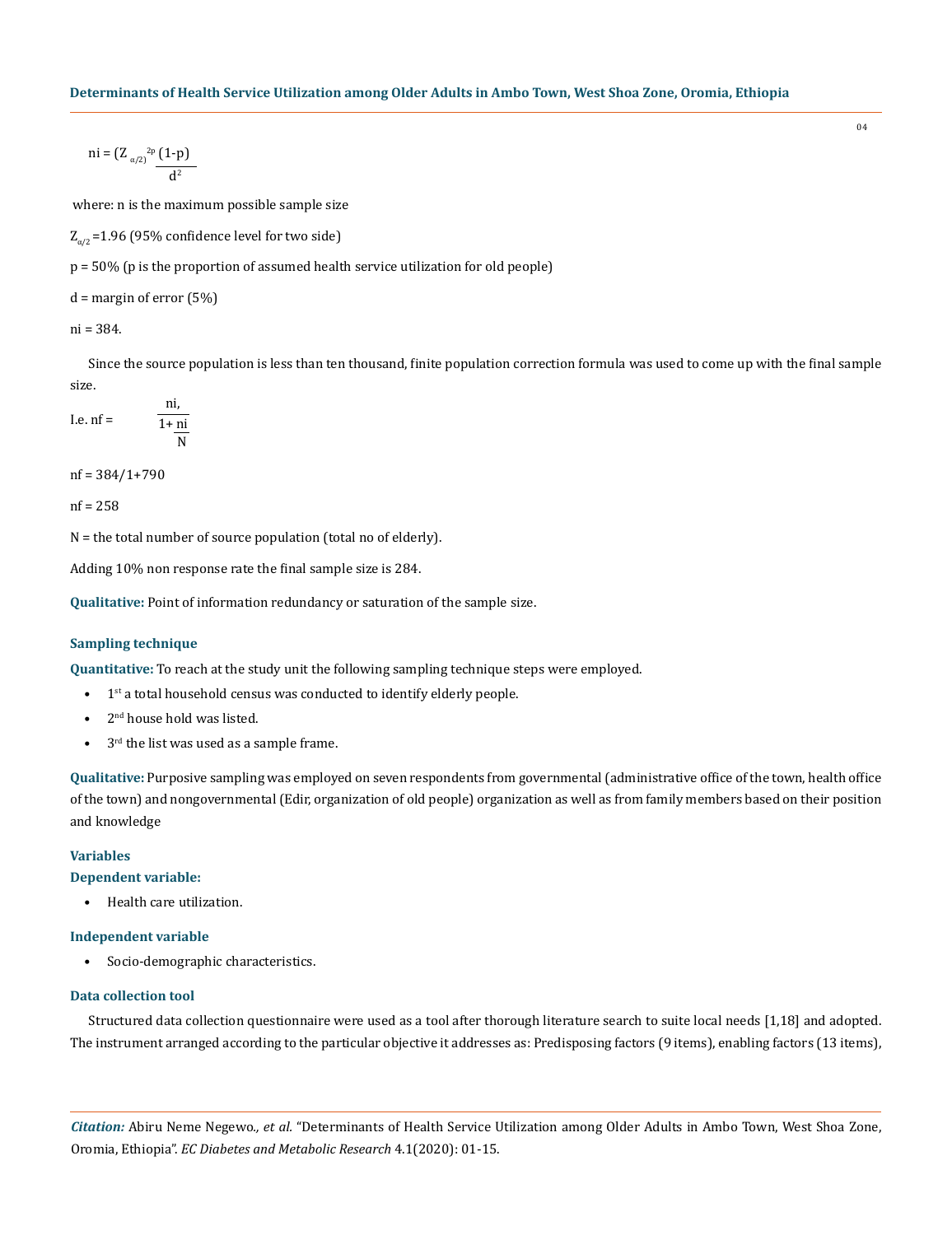$$ni = (Z_{\alpha/2)}{}^{2p}\frac{(1-p)}{d^2}$$

where: n is the maximum possible sample size

$Z_{\alpha/2}$ =1.96 (95% confidence level for two side)

p = 50% (p is the proportion of assumed health service utilization for old people)

d = margin of error (5%)

ni = 384.

Since the source population is less than ten thousand, finite population correction formula was used to come up with the final sample size.

$$\text{I.e. } nf = \frac{ni,}{1+\frac{ni}{N}}$$

nf = 384/1+790

nf = 258

N = the total number of source population (total no of elderly).

Adding 10% non response rate the final sample size is 284.

**Qualitative:** Point of information redundancy or saturation of the sample size.

### Sampling technique

**Quantitative:** To reach at the study unit the following sampling technique steps were employed.

- 1st a total household census was conducted to identify elderly people.
- 2nd house hold was listed.
- 3rd the list was used as a sample frame.

**Qualitative:** Purposive sampling was employed on seven respondents from governmental (administrative office of the town, health office of the town) and nongovernmental (Edir, organization of old people) organization as well as from family members based on their position and knowledge

### Variables

#### Dependent variable:

- Health care utilization.

#### Independent variable

- Socio-demographic characteristics.

### Data collection tool

Structured data collection questionnaire were used as a tool after thorough literature search to suite local needs [1,18] and adopted. The instrument arranged according to the particular objective it addresses as: Predisposing factors (9 items), enabling factors (13 items),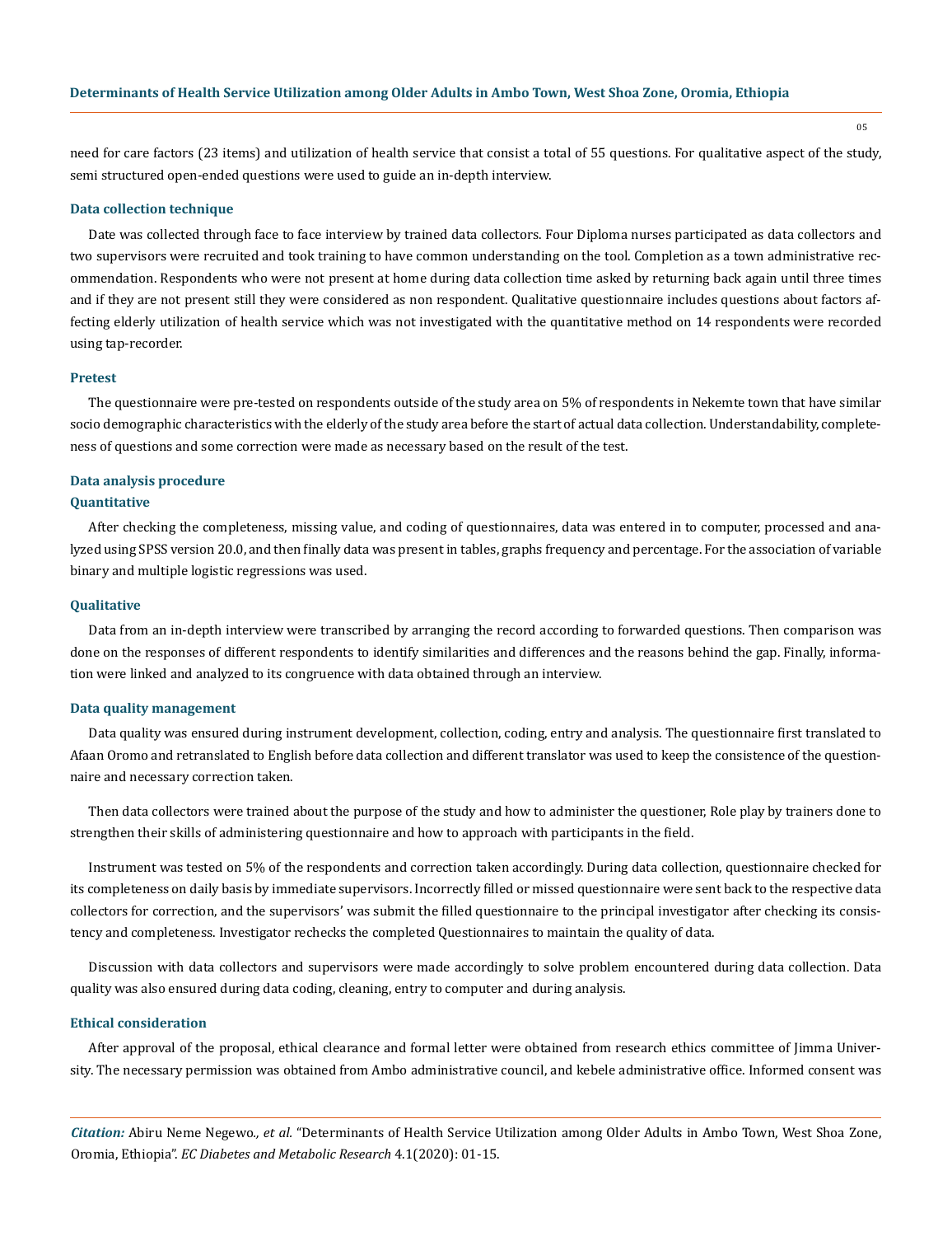need for care factors (23 items) and utilization of health service that consist a total of 55 questions. For qualitative aspect of the study, semi structured open-ended questions were used to guide an in-depth interview.

### Data collection technique

Date was collected through face to face interview by trained data collectors. Four Diploma nurses participated as data collectors and two supervisors were recruited and took training to have common understanding on the tool. Completion as a town administrative recommendation. Respondents who were not present at home during data collection time asked by returning back again until three times and if they are not present still they were considered as non respondent. Qualitative questionnaire includes questions about factors affecting elderly utilization of health service which was not investigated with the quantitative method on 14 respondents were recorded using tap-recorder.

### Pretest

The questionnaire were pre-tested on respondents outside of the study area on 5% of respondents in Nekemte town that have similar socio demographic characteristics with the elderly of the study area before the start of actual data collection. Understandability, completeness of questions and some correction were made as necessary based on the result of the test.

### Data analysis procedure

#### Quantitative

After checking the completeness, missing value, and coding of questionnaires, data was entered in to computer, processed and analyzed using SPSS version 20.0, and then finally data was present in tables, graphs frequency and percentage. For the association of variable binary and multiple logistic regressions was used.

#### Qualitative

Data from an in-depth interview were transcribed by arranging the record according to forwarded questions. Then comparison was done on the responses of different respondents to identify similarities and differences and the reasons behind the gap. Finally, information were linked and analyzed to its congruence with data obtained through an interview.

### Data quality management

Data quality was ensured during instrument development, collection, coding, entry and analysis. The questionnaire first translated to Afaan Oromo and retranslated to English before data collection and different translator was used to keep the consistence of the questionnaire and necessary correction taken.

Then data collectors were trained about the purpose of the study and how to administer the questioner, Role play by trainers done to strengthen their skills of administering questionnaire and how to approach with participants in the field.

Instrument was tested on 5% of the respondents and correction taken accordingly. During data collection, questionnaire checked for its completeness on daily basis by immediate supervisors. Incorrectly filled or missed questionnaire were sent back to the respective data collectors for correction, and the supervisors' was submit the filled questionnaire to the principal investigator after checking its consistency and completeness. Investigator rechecks the completed Questionnaires to maintain the quality of data.

Discussion with data collectors and supervisors were made accordingly to solve problem encountered during data collection. Data quality was also ensured during data coding, cleaning, entry to computer and during analysis.

### Ethical consideration

After approval of the proposal, ethical clearance and formal letter were obtained from research ethics committee of Jimma University. The necessary permission was obtained from Ambo administrative council, and kebele administrative office. Informed consent was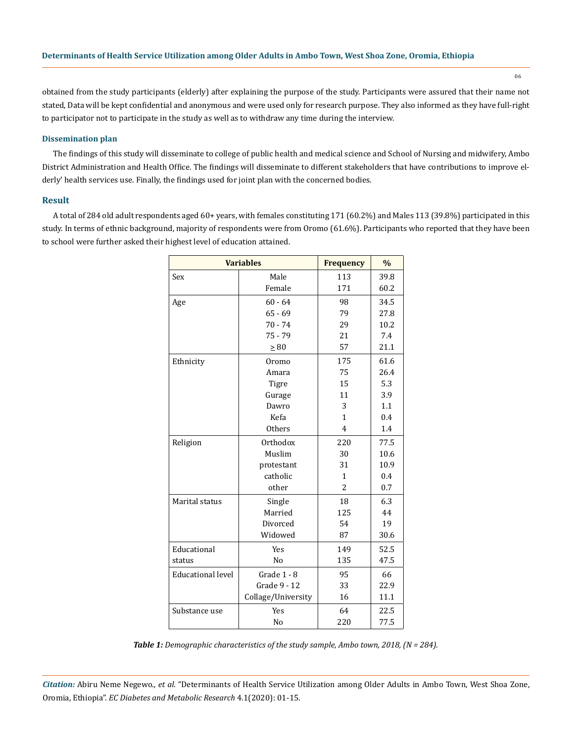obtained from the study participants (elderly) after explaining the purpose of the study. Participants were assured that their name not stated, Data will be kept confidential and anonymous and were used only for research purpose. They also informed as they have full-right to participator not to participate in the study as well as to withdraw any time during the interview.

### Dissemination plan

The findings of this study will disseminate to college of public health and medical science and School of Nursing and midwifery, Ambo District Administration and Health Office. The findings will disseminate to different stakeholders that have contributions to improve elderly' health services use. Finally, the findings used for joint plan with the concerned bodies.

## Result

A total of 284 old adult respondents aged 60+ years, with females constituting 171 (60.2%) and Males 113 (39.8%) participated in this study. In terms of ethnic background, majority of respondents were from Oromo (61.6%). Participants who reported that they have been to school were further asked their highest level of education attained.

| Variables | | Frequency | % |
|---|---|---|---|
| Sex | Male | 113 | 39.8 |
| | Female | 171 | 60.2 |
| Age | 60 - 64 | 98 | 34.5 |
| | 65 - 69 | 79 | 27.8 |
| | 70 - 74 | 29 | 10.2 |
| | 75 - 79 | 21 | 7.4 |
| | ≥ 80 | 57 | 21.1 |
| Ethnicity | Oromo | 175 | 61.6 |
| | Amara | 75 | 26.4 |
| | Tigre | 15 | 5.3 |
| | Gurage | 11 | 3.9 |
| | Dawro | 3 | 1.1 |
| | Kefa | 1 | 0.4 |
| | Others | 4 | 1.4 |
| Religion | Orthodox | 220 | 77.5 |
| | Muslim | 30 | 10.6 |
| | protestant | 31 | 10.9 |
| | catholic | 1 | 0.4 |
| | other | 2 | 0.7 |
| Marital status | Single | 18 | 6.3 |
| | Married | 125 | 44 |
| | Divorced | 54 | 19 |
| | Widowed | 87 | 30.6 |
| Educational status | Yes | 149 | 52.5 |
| | No | 135 | 47.5 |
| Educational level | Grade 1 - 8 | 95 | 66 |
| | Grade 9 - 12 | 33 | 22.9 |
| | Collage/University | 16 | 11.1 |
| Substance use | Yes | 64 | 22.5 |
| | No | 220 | 77.5 |

***Table 1:*** *Demographic characteristics of the study sample, Ambo town, 2018, (N = 284).*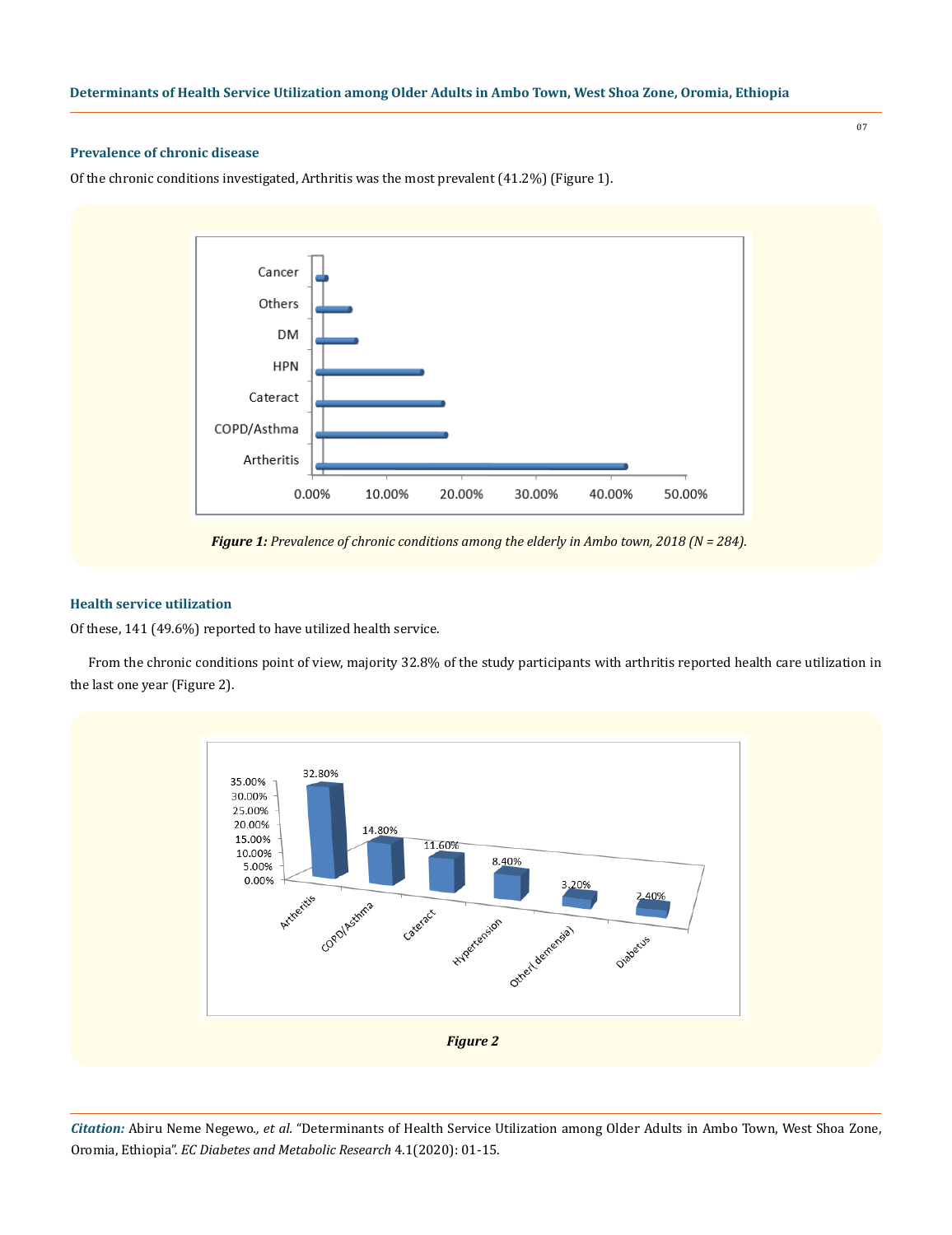### Prevalence of chronic disease

Of the chronic conditions investigated, Arthritis was the most prevalent (41.2%) (Figure 1).

***Figure 1:*** *Prevalence of chronic conditions among the elderly in Ambo town, 2018 (N = 284).*

### Health service utilization

Of these, 141 (49.6%) reported to have utilized health service.

From the chronic conditions point of view, majority 32.8% of the study participants with arthritis reported health care utilization in the last one year (Figure 2).

***Figure 2***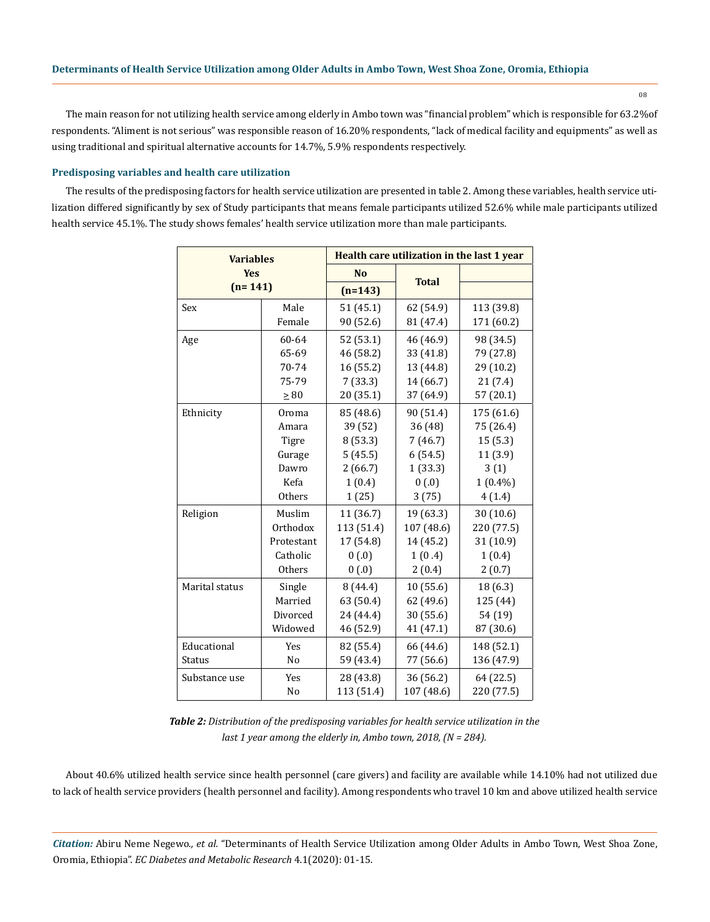The main reason for not utilizing health service among elderly in Ambo town was "financial problem" which is responsible for 63.2%of respondents. "Aliment is not serious" was responsible reason of 16.20% respondents, "lack of medical facility and equipments" as well as using traditional and spiritual alternative accounts for 14.7%, 5.9% respondents respectively.

### Predisposing variables and health care utilization

The results of the predisposing factors for health service utilization are presented in table 2. Among these variables, health service utilization differed significantly by sex of Study participants that means female participants utilized 52.6% while male participants utilized health service 45.1%. The study shows females' health service utilization more than male participants.

| Variables Yes (n= 141) | | Health care utilization in the last 1 year | | |
|---|---|---|---|---|
| | | No (n=143) | Total | |
| Sex | Male | 51 (45.1) | 62 (54.9) | 113 (39.8) |
| | Female | 90 (52.6) | 81 (47.4) | 171 (60.2) |
| Age | 60-64 | 52 (53.1) | 46 (46.9) | 98 (34.5) |
| | 65-69 | 46 (58.2) | 33 (41.8) | 79 (27.8) |
| | 70-74 | 16 (55.2) | 13 (44.8) | 29 (10.2) |
| | 75-79 | 7 (33.3) | 14 (66.7) | 21 (7.4) |
| | ≥ 80 | 20 (35.1) | 37 (64.9) | 57 (20.1) |
| Ethnicity | Oroma | 85 (48.6) | 90 (51.4) | 175 (61.6) |
| | Amara | 39 (52) | 36 (48) | 75 (26.4) |
| | Tigre | 8 (53.3) | 7 (46.7) | 15 (5.3) |
| | Gurage | 5 (45.5) | 6 (54.5) | 11 (3.9) |
| | Dawro | 2 (66.7) | 1 (33.3) | 3 (1) |
| | Kefa | 1 (0.4) | 0 (.0) | 1 (0.4%) |
| | Others | 1 (25) | 3 (75) | 4 (1.4) |
| Religion | Muslim | 11 (36.7) | 19 (63.3) | 30 (10.6) |
| | Orthodox | 113 (51.4) | 107 (48.6) | 220 (77.5) |
| | Protestant | 17 (54.8) | 14 (45.2) | 31 (10.9) |
| | Catholic | 0 (.0) | 1 (0 .4) | 1 (0.4) |
| | Others | 0 (.0) | 2 (0.4) | 2 (0.7) |
| Marital status | Single | 8 (44.4) | 10 (55.6) | 18 (6.3) |
| | Married | 63 (50.4) | 62 (49.6) | 125 (44) |
| | Divorced | 24 (44.4) | 30 (55.6) | 54 (19) |
| | Widowed | 46 (52.9) | 41 (47.1) | 87 (30.6) |
| Educational Status | Yes | 82 (55.4) | 66 (44.6) | 148 (52.1) |
| | No | 59 (43.4) | 77 (56.6) | 136 (47.9) |
| Substance use | Yes | 28 (43.8) | 36 (56.2) | 64 (22.5) |
| | No | 113 (51.4) | 107 (48.6) | 220 (77.5) |

***Table 2:*** *Distribution of the predisposing variables for health service utilization in the last 1 year among the elderly in, Ambo town, 2018, (N = 284).*

About 40.6% utilized health service since health personnel (care givers) and facility are available while 14.10% had not utilized due to lack of health service providers (health personnel and facility). Among respondents who travel 10 km and above utilized health service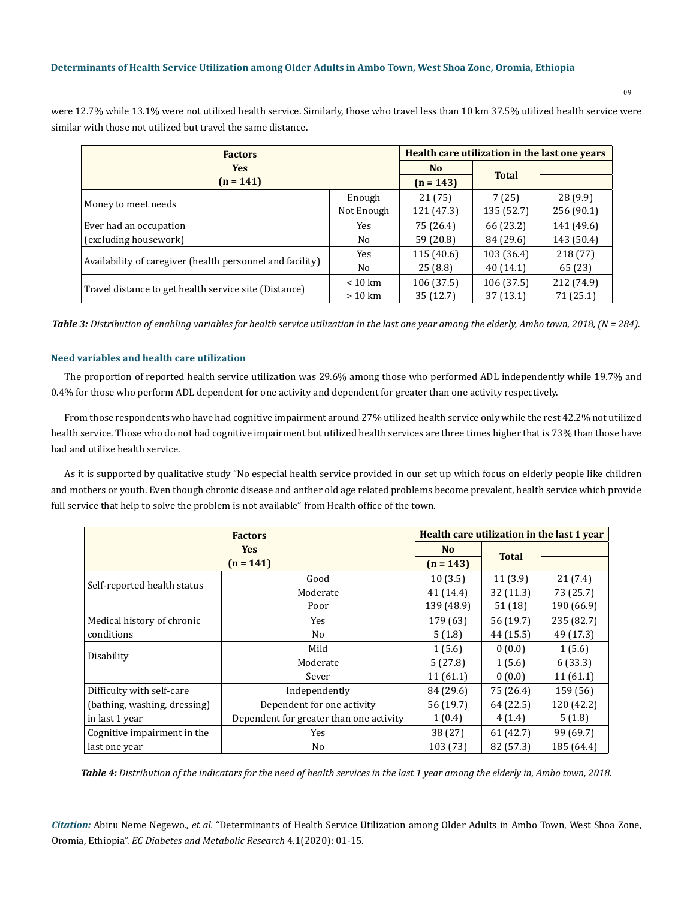were 12.7% while 13.1% were not utilized health service. Similarly, those who travel less than 10 km 37.5% utilized health service were similar with those not utilized but travel the same distance.

| Factors<br>Yes<br>(n = 141) | | Health care utilization in the last one years | | |
|---|---|---|---|---|
| | | No<br>(n = 143) | Total | |
| Money to meet needs | Enough | 21 (75) | 7 (25) | 28 (9.9) |
| | Not Enough | 121 (47.3) | 135 (52.7) | 256 (90.1) |
| Ever had an occupation (excluding housework) | Yes | 75 (26.4) | 66 (23.2) | 141 (49.6) |
| | No | 59 (20.8) | 84 (29.6) | 143 (50.4) |
| Availability of caregiver (health personnel and facility) | Yes | 115 (40.6) | 103 (36.4) | 218 (77) |
| | No | 25 (8.8) | 40 (14.1) | 65 (23) |
| Travel distance to get health service site (Distance) | < 10 km | 106 (37.5) | 106 (37.5) | 212 (74.9) |
| | ≥ 10 km | 35 (12.7) | 37 (13.1) | 71 (25.1) |

***Table 3:*** *Distribution of enabling variables for health service utilization in the last one year among the elderly, Ambo town, 2018, (N = 284).*

### Need variables and health care utilization

The proportion of reported health service utilization was 29.6% among those who performed ADL independently while 19.7% and 0.4% for those who perform ADL dependent for one activity and dependent for greater than one activity respectively.

From those respondents who have had cognitive impairment around 27% utilized health service only while the rest 42.2% not utilized health service. Those who do not had cognitive impairment but utilized health services are three times higher that is 73% than those have had and utilize health service.

As it is supported by qualitative study "No especial health service provided in our set up which focus on elderly people like children and mothers or youth. Even though chronic disease and anther old age related problems become prevalent, health service which provide full service that help to solve the problem is not available" from Health office of the town.

| Factors<br>Yes<br>(n = 141) | | Health care utilization in the last 1 year | | |
|---|---|---|---|---|
| | | No<br>(n = 143) | Total | |
| Self-reported health status | Good | 10 (3.5) | 11 (3.9) | 21 (7.4) |
| | Moderate | 41 (14.4) | 32 (11.3) | 73 (25.7) |
| | Poor | 139 (48.9) | 51 (18) | 190 (66.9) |
| Medical history of chronic conditions | Yes | 179 (63) | 56 (19.7) | 235 (82.7) |
| | No | 5 (1.8) | 44 (15.5) | 49 (17.3) |
| Disability | Mild | 1 (5.6) | 0 (0.0) | 1 (5.6) |
| | Moderate | 5 (27.8) | 1 (5.6) | 6 (33.3) |
| | Sever | 11 (61.1) | 0 (0.0) | 11 (61.1) |
| Difficulty with self-care (bathing, washing, dressing) in last 1 year | Independently | 84 (29.6) | 75 (26.4) | 159 (56) |
| | Dependent for one activity | 56 (19.7) | 64 (22.5) | 120 (42.2) |
| | Dependent for greater than one activity | 1 (0.4) | 4 (1.4) | 5 (1.8) |
| Cognitive impairment in the last one year | Yes | 38 (27) | 61 (42.7) | 99 (69.7) |
| | No | 103 (73) | 82 (57.3) | 185 (64.4) |

***Table 4:*** *Distribution of the indicators for the need of health services in the last 1 year among the elderly in, Ambo town, 2018.*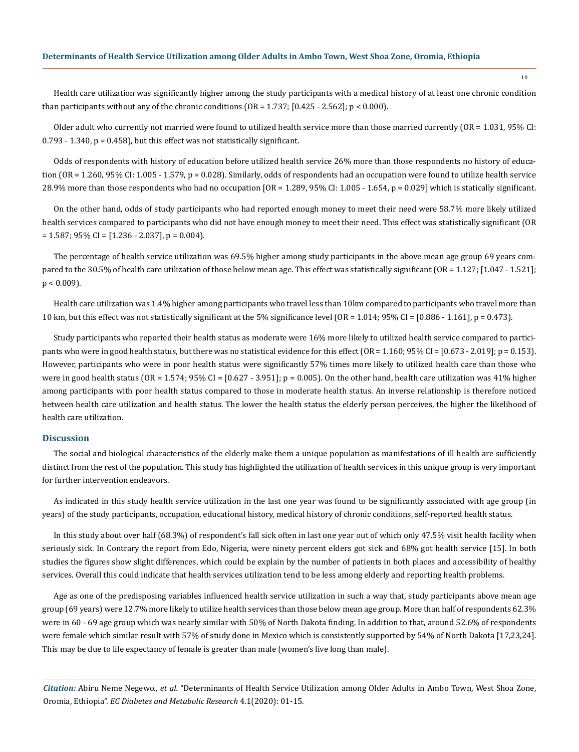Health care utilization was significantly higher among the study participants with a medical history of at least one chronic condition than participants without any of the chronic conditions (OR = 1.737; [0.425 - 2.562]; $p < 0.000$).

Older adult who currently not married were found to utilized health service more than those married currently (OR = 1.031, 95% CI: 0.793 - 1.340, $p = 0.458$), but this effect was not statistically significant.

Odds of respondents with history of education before utilized health service 26% more than those respondents no history of education (OR = 1.260, 95% CI: 1.005 - 1.579, $p = 0.028$). Similarly, odds of respondents had an occupation were found to utilize health service 28.9% more than those respondents who had no occupation [OR = 1.289, 95% CI: 1.005 - 1.654, $p = 0.029$] which is statically significant.

On the other hand, odds of study participants who had reported enough money to meet their need were 58.7% more likely utilized health services compared to participants who did not have enough money to meet their need. This effect was statistically significant (OR = 1.587; 95% CI = [1.236 - 2.037], $p = 0.004$).

The percentage of health service utilization was 69.5% higher among study participants in the above mean age group 69 years compared to the 30.5% of health care utilization of those below mean age. This effect was statistically significant (OR = 1.127; [1.047 - 1.521]; $p < 0.009$).

Health care utilization was 1.4% higher among participants who travel less than 10km compared to participants who travel more than 10 km, but this effect was not statistically significant at the 5% significance level (OR = 1.014; 95% CI = [0.886 - 1.161], $p = 0.473$).

Study participants who reported their health status as moderate were 16% more likely to utilized health service compared to participants who were in good health status, but there was no statistical evidence for this effect (OR = 1.160; 95% CI = [0.673 - 2.019]; $p = 0.153$). However, participants who were in poor health status were significantly 57% times more likely to utilized health care than those who were in good health status (OR = 1.574; 95% CI = [0.627 - 3.951]; $p = 0.005$). On the other hand, health care utilization was 41% higher among participants with poor health status compared to those in moderate health status. An inverse relationship is therefore noticed between health care utilization and health status. The lower the health status the elderly person perceives, the higher the likelihood of health care utilization.

## Discussion

The social and biological characteristics of the elderly make them a unique population as manifestations of ill health are sufficiently distinct from the rest of the population. This study has highlighted the utilization of health services in this unique group is very important for further intervention endeavors.

As indicated in this study health service utilization in the last one year was found to be significantly associated with age group (in years) of the study participants, occupation, educational history, medical history of chronic conditions, self-reported health status.

In this study about over half (68.3%) of respondent's fall sick often in last one year out of which only 47.5% visit health facility when seriously sick. In Contrary the report from Edo, Nigeria, were ninety percent elders got sick and 68% got health service [15]. In both studies the figures show slight differences, which could be explain by the number of patients in both places and accessibility of healthy services. Overall this could indicate that health services utilization tend to be less among elderly and reporting health problems.

Age as one of the predisposing variables influenced health service utilization in such a way that, study participants above mean age group (69 years) were 12.7% more likely to utilize health services than those below mean age group. More than half of respondents 62.3% were in 60 - 69 age group which was nearly similar with 50% of North Dakota finding. In addition to that, around 52.6% of respondents were female which similar result with 57% of study done in Mexico which is consistently supported by 54% of North Dakota [17,23,24]. This may be due to life expectancy of female is greater than male (women's live long than male).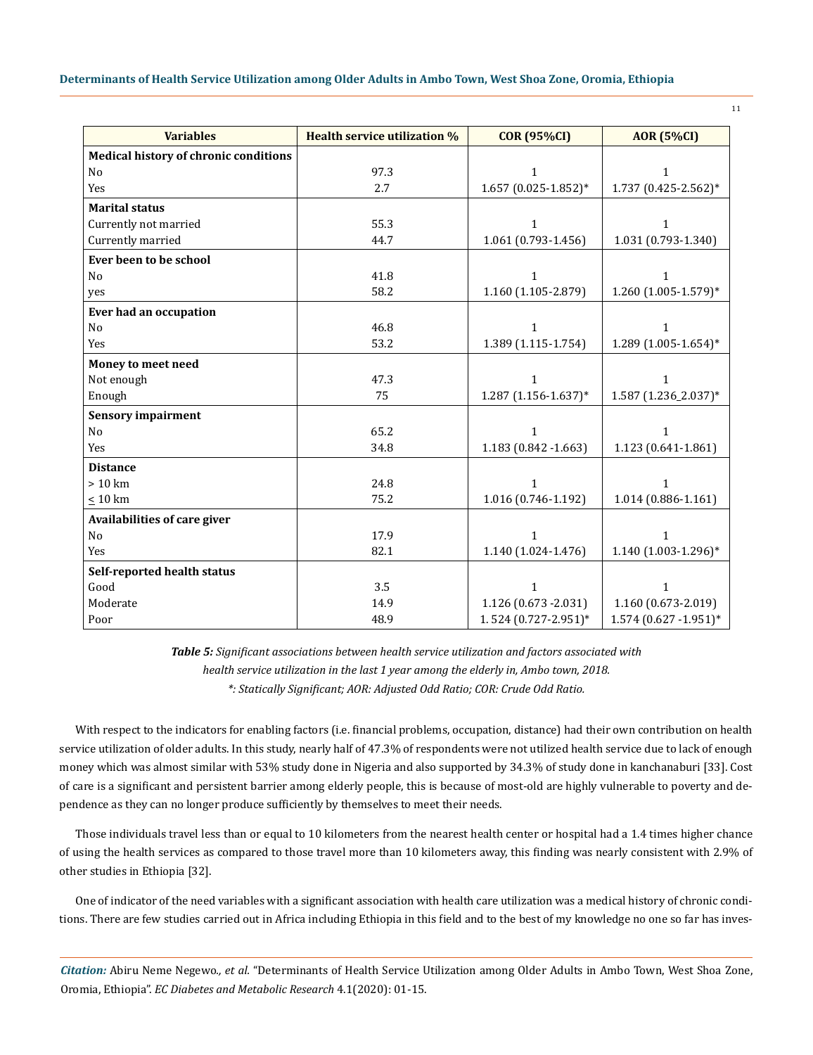| Variables | Health service utilization % | COR (95%CI) | AOR (5%CI) |
|---|---|---|---|
| **Medical history of chronic conditions** | | | |
| No | 97.3 | 1 | 1 |
| Yes | 2.7 | 1.657 (0.025-1.852)* | 1.737 (0.425-2.562)* |
| **Marital status** | | | |
| Currently not married | 55.3 | 1 | 1 |
| Currently married | 44.7 | 1.061 (0.793-1.456) | 1.031 (0.793-1.340) |
| **Ever been to be school** | | | |
| No | 41.8 | 1 | 1 |
| yes | 58.2 | 1.160 (1.105-2.879) | 1.260 (1.005-1.579)* |
| **Ever had an occupation** | | | |
| No | 46.8 | 1 | 1 |
| Yes | 53.2 | 1.389 (1.115-1.754) | 1.289 (1.005-1.654)* |
| **Money to meet need** | | | |
| Not enough | 47.3 | 1 | 1 |
| Enough | 75 | 1.287 (1.156-1.637)* | 1.587 (1.236_2.037)* |
| **Sensory impairment** | | | |
| No | 65.2 | 1 | 1 |
| Yes | 34.8 | 1.183 (0.842 -1.663) | 1.123 (0.641-1.861) |
| **Distance** | | | |
| > 10 km | 24.8 | 1 | 1 |
| ≤ 10 km | 75.2 | 1.016 (0.746-1.192) | 1.014 (0.886-1.161) |
| **Availabilities of care giver** | | | |
| No | 17.9 | 1 | 1 |
| Yes | 82.1 | 1.140 (1.024-1.476) | 1.140 (1.003-1.296)* |
| **Self-reported health status** | | | |
| Good | 3.5 | 1 | 1 |
| Moderate | 14.9 | 1.126 (0.673 -2.031) | 1.160 (0.673-2.019) |
| Poor | 48.9 | 1. 524 (0.727-2.951)* | 1.574 (0.627 -1.951)* |

***Table 5:*** *Significant associations between health service utilization and factors associated with health service utilization in the last 1 year among the elderly in, Ambo town, 2018.*
*\*: Statically Significant; AOR: Adjusted Odd Ratio; COR: Crude Odd Ratio.*

With respect to the indicators for enabling factors (i.e. financial problems, occupation, distance) had their own contribution on health service utilization of older adults. In this study, nearly half of 47.3% of respondents were not utilized health service due to lack of enough money which was almost similar with 53% study done in Nigeria and also supported by 34.3% of study done in kanchanaburi [33]. Cost of care is a significant and persistent barrier among elderly people, this is because of most-old are highly vulnerable to poverty and dependence as they can no longer produce sufficiently by themselves to meet their needs.

Those individuals travel less than or equal to 10 kilometers from the nearest health center or hospital had a 1.4 times higher chance of using the health services as compared to those travel more than 10 kilometers away, this finding was nearly consistent with 2.9% of other studies in Ethiopia [32].

One of indicator of the need variables with a significant association with health care utilization was a medical history of chronic conditions. There are few studies carried out in Africa including Ethiopia in this field and to the best of my knowledge no one so far has inves-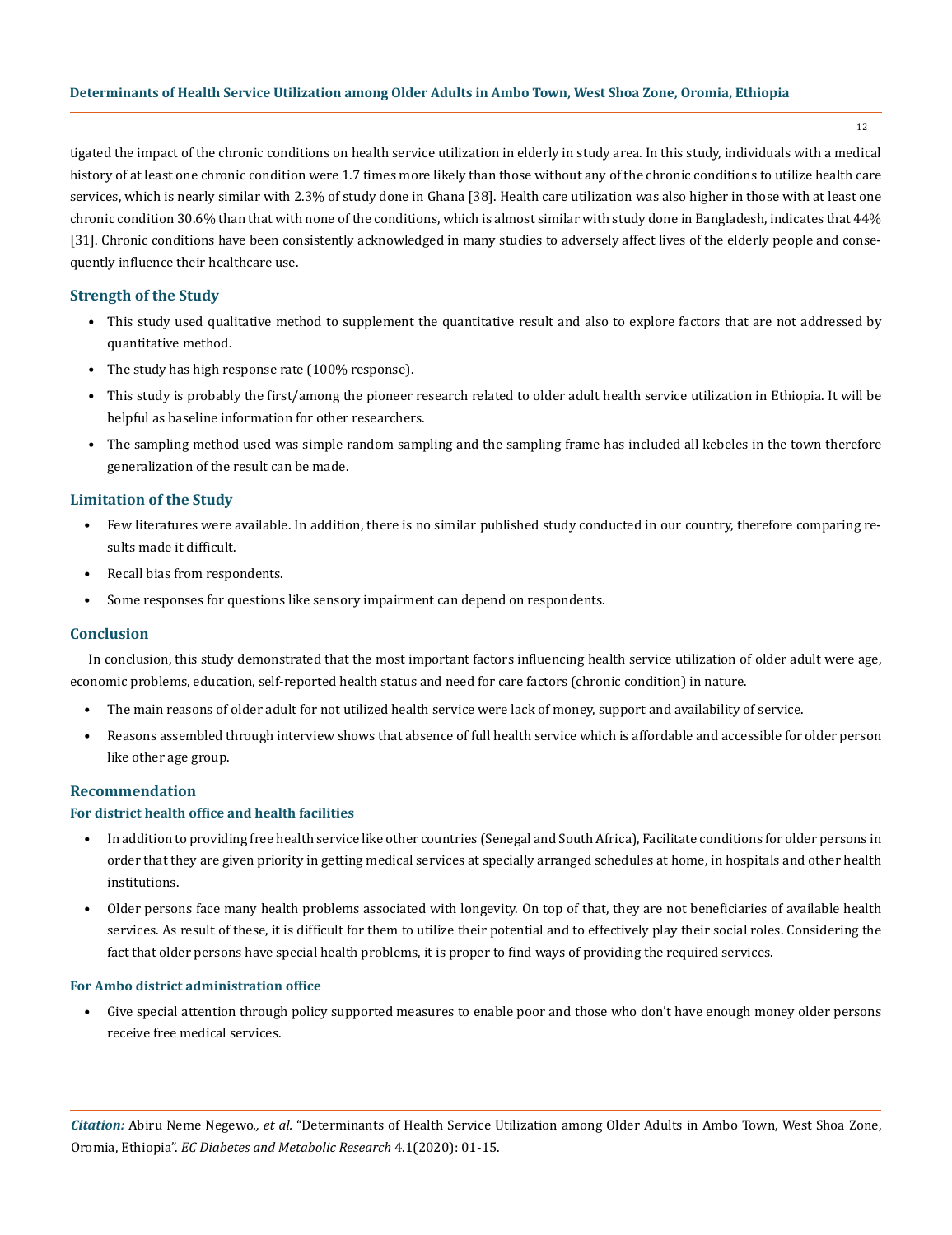tigated the impact of the chronic conditions on health service utilization in elderly in study area. In this study, individuals with a medical history of at least one chronic condition were 1.7 times more likely than those without any of the chronic conditions to utilize health care services, which is nearly similar with 2.3% of study done in Ghana [38]. Health care utilization was also higher in those with at least one chronic condition 30.6% than that with none of the conditions, which is almost similar with study done in Bangladesh, indicates that 44% [31]. Chronic conditions have been consistently acknowledged in many studies to adversely affect lives of the elderly people and consequently influence their healthcare use.

## Strength of the Study

- This study used qualitative method to supplement the quantitative result and also to explore factors that are not addressed by quantitative method.
- The study has high response rate (100% response).
- This study is probably the first/among the pioneer research related to older adult health service utilization in Ethiopia. It will be helpful as baseline information for other researchers.
- The sampling method used was simple random sampling and the sampling frame has included all kebeles in the town therefore generalization of the result can be made.

## Limitation of the Study

- Few literatures were available. In addition, there is no similar published study conducted in our country, therefore comparing results made it difficult.
- Recall bias from respondents.
- Some responses for questions like sensory impairment can depend on respondents.

## Conclusion

In conclusion, this study demonstrated that the most important factors influencing health service utilization of older adult were age, economic problems, education, self-reported health status and need for care factors (chronic condition) in nature.

- The main reasons of older adult for not utilized health service were lack of money, support and availability of service.
- Reasons assembled through interview shows that absence of full health service which is affordable and accessible for older person like other age group.

## Recommendation

### For district health office and health facilities

- In addition to providing free health service like other countries (Senegal and South Africa), Facilitate conditions for older persons in order that they are given priority in getting medical services at specially arranged schedules at home, in hospitals and other health institutions.
- Older persons face many health problems associated with longevity. On top of that, they are not beneficiaries of available health services. As result of these, it is difficult for them to utilize their potential and to effectively play their social roles. Considering the fact that older persons have special health problems, it is proper to find ways of providing the required services.

### For Ambo district administration office

- Give special attention through policy supported measures to enable poor and those who don't have enough money older persons receive free medical services.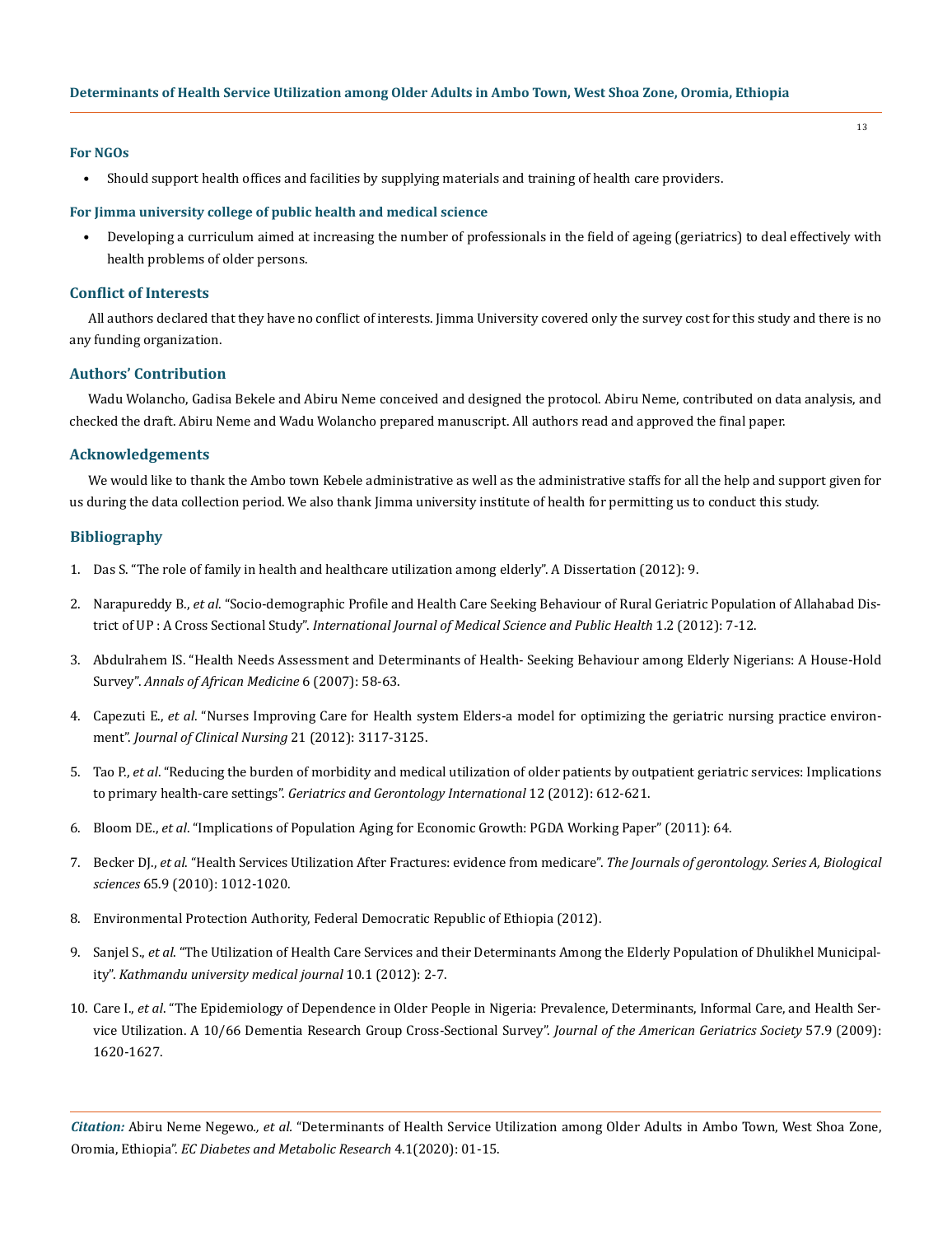### For NGOs

- Should support health offices and facilities by supplying materials and training of health care providers.

### For Jimma university college of public health and medical science

- Developing a curriculum aimed at increasing the number of professionals in the field of ageing (geriatrics) to deal effectively with health problems of older persons.

## Conflict of Interests

All authors declared that they have no conflict of interests. Jimma University covered only the survey cost for this study and there is no any funding organization.

## Authors' Contribution

Wadu Wolancho, Gadisa Bekele and Abiru Neme conceived and designed the protocol. Abiru Neme, contributed on data analysis, and checked the draft. Abiru Neme and Wadu Wolancho prepared manuscript. All authors read and approved the final paper.

## Acknowledgements

We would like to thank the Ambo town Kebele administrative as well as the administrative staffs for all the help and support given for us during the data collection period. We also thank Jimma university institute of health for permitting us to conduct this study.

## Bibliography

1. Das S. "The role of family in health and healthcare utilization among elderly". A Dissertation (2012): 9.
2. Narapureddy B., *et al*. "Socio-demographic Profile and Health Care Seeking Behaviour of Rural Geriatric Population of Allahabad District of UP : A Cross Sectional Study". *International Journal of Medical Science and Public Health* 1.2 (2012): 7-12.
3. Abdulrahem IS. "Health Needs Assessment and Determinants of Health- Seeking Behaviour among Elderly Nigerians: A House-Hold Survey". *Annals of African Medicine* 6 (2007): 58-63.
4. Capezuti E., *et al*. "Nurses Improving Care for Health system Elders-a model for optimizing the geriatric nursing practice environment". *Journal of Clinical Nursing* 21 (2012): 3117-3125.
5. Tao P., *et al*. "Reducing the burden of morbidity and medical utilization of older patients by outpatient geriatric services: Implications to primary health-care settings". *Geriatrics and Gerontology International* 12 (2012): 612-621.
6. Bloom DE., *et al*. "Implications of Population Aging for Economic Growth: PGDA Working Paper" (2011): 64.
7. Becker DJ., *et al*. "Health Services Utilization After Fractures: evidence from medicare". *The Journals of gerontology. Series A, Biological sciences* 65.9 (2010): 1012-1020.
8. Environmental Protection Authority, Federal Democratic Republic of Ethiopia (2012).
9. Sanjel S., *et al*. "The Utilization of Health Care Services and their Determinants Among the Elderly Population of Dhulikhel Municipality". *Kathmandu university medical journal* 10.1 (2012): 2-7.
10. Care I., *et al*. "The Epidemiology of Dependence in Older People in Nigeria: Prevalence, Determinants, Informal Care, and Health Service Utilization. A 10/66 Dementia Research Group Cross-Sectional Survey". *Journal of the American Geriatrics Society* 57.9 (2009): 1620-1627.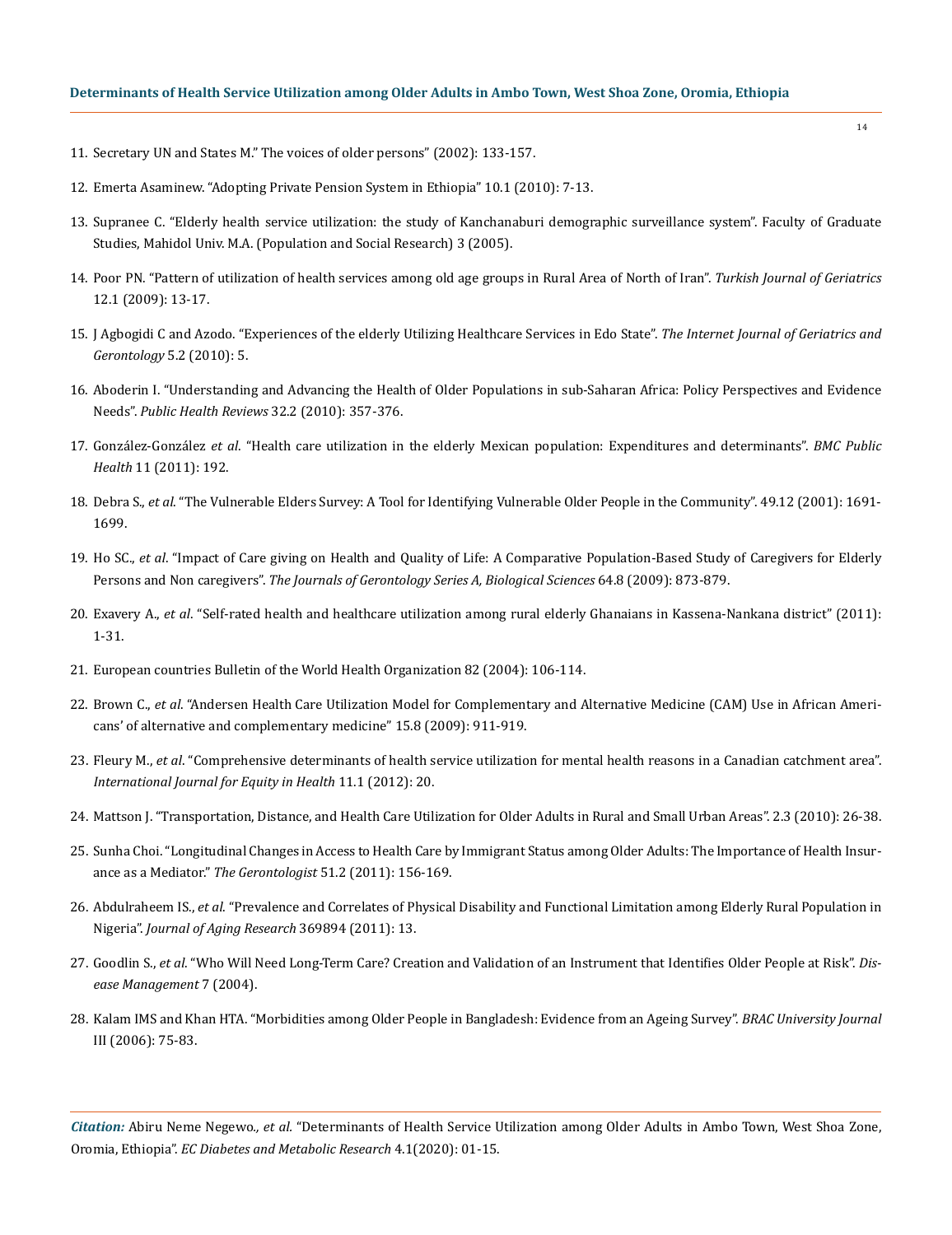11. Secretary UN and States M." The voices of older persons" (2002): 133-157.
12. Emerta Asaminew. "Adopting Private Pension System in Ethiopia" 10.1 (2010): 7-13.
13. Supranee C. "Elderly health service utilization: the study of Kanchanaburi demographic surveillance system". Faculty of Graduate Studies, Mahidol Univ. M.A. (Population and Social Research) 3 (2005).
14. Poor PN. "Pattern of utilization of health services among old age groups in Rural Area of North of Iran". *Turkish Journal of Geriatrics* 12.1 (2009): 13-17.
15. J Agbogidi C and Azodo. "Experiences of the elderly Utilizing Healthcare Services in Edo State". *The Internet Journal of Geriatrics and Gerontology* 5.2 (2010): 5.
16. Aboderin I. "Understanding and Advancing the Health of Older Populations in sub-Saharan Africa: Policy Perspectives and Evidence Needs". *Public Health Reviews* 32.2 (2010): 357-376.
17. González-González *et al*. "Health care utilization in the elderly Mexican population: Expenditures and determinants". *BMC Public Health* 11 (2011): 192.
18. Debra S., *et al*. "The Vulnerable Elders Survey: A Tool for Identifying Vulnerable Older People in the Community". 49.12 (2001): 1691-1699.
19. Ho SC., *et al*. "Impact of Care giving on Health and Quality of Life: A Comparative Population-Based Study of Caregivers for Elderly Persons and Non caregivers". *The Journals of Gerontology Series A, Biological Sciences* 64.8 (2009): 873-879.
20. Exavery A., *et al*. "Self-rated health and healthcare utilization among rural elderly Ghanaians in Kassena-Nankana district" (2011): 1-31.
21. European countries Bulletin of the World Health Organization 82 (2004): 106-114.
22. Brown C., *et al*. "Andersen Health Care Utilization Model for Complementary and Alternative Medicine (CAM) Use in African Americans' of alternative and complementary medicine" 15.8 (2009): 911-919.
23. Fleury M., *et al*. "Comprehensive determinants of health service utilization for mental health reasons in a Canadian catchment area". *International Journal for Equity in Health* 11.1 (2012): 20.
24. Mattson J. "Transportation, Distance, and Health Care Utilization for Older Adults in Rural and Small Urban Areas". 2.3 (2010): 26-38.
25. Sunha Choi. "Longitudinal Changes in Access to Health Care by Immigrant Status among Older Adults: The Importance of Health Insurance as a Mediator." *The Gerontologist* 51.2 (2011): 156-169.
26. Abdulraheem IS., *et al*. "Prevalence and Correlates of Physical Disability and Functional Limitation among Elderly Rural Population in Nigeria". *Journal of Aging Research* 369894 (2011): 13.
27. Goodlin S., *et al*. "Who Will Need Long-Term Care? Creation and Validation of an Instrument that Identifies Older People at Risk". *Disease Management* 7 (2004).
28. Kalam IMS and Khan HTA. "Morbidities among Older People in Bangladesh: Evidence from an Ageing Survey". *BRAC University Journal* III (2006): 75-83.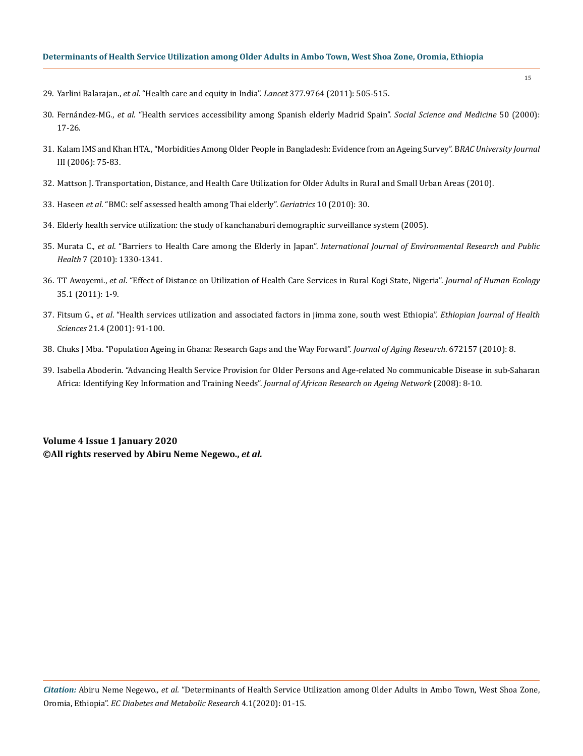29. Yarlini Balarajan., *et al*. “Health care and equity in India”. *Lancet* 377.9764 (2011): 505-515.
30. Fernández-MG., *et al*. “Health services accessibility among Spanish elderly Madrid Spain”. *Social Science and Medicine* 50 (2000): 17-26.
31. Kalam IMS and Khan HTA., “Morbidities Among Older People in Bangladesh: Evidence from an Ageing Survey”. B*RAC University Journal* III (2006): 75-83.
32. Mattson J. Transportation, Distance, and Health Care Utilization for Older Adults in Rural and Small Urban Areas (2010).
33. Haseen *et al*. “BMC: self assessed health among Thai elderly”. *Geriatrics* 10 (2010): 30.
34. Elderly health service utilization: the study of kanchanaburi demographic surveillance system (2005).
35. Murata C., *et al*. “Barriers to Health Care among the Elderly in Japan”. *International Journal of Environmental Research and Public Health* 7 (2010): 1330-1341.
36. TT Awoyemi., *et al*. “Effect of Distance on Utilization of Health Care Services in Rural Kogi State, Nigeria”. *Journal of Human Ecology* 35.1 (2011): 1-9.
37. Fitsum G., *et al*. “Health services utilization and associated factors in jimma zone, south west Ethiopia”. *Ethiopian Journal of Health Sciences* 21.4 (2001): 91-100.
38. Chuks J Mba. “Population Ageing in Ghana: Research Gaps and the Way Forward”. *Journal of Aging Research*. 672157 (2010): 8.
39. Isabella Aboderin. “Advancing Health Service Provision for Older Persons and Age-related No communicable Disease in sub-Saharan Africa: Identifying Key Information and Training Needs”. *Journal of African Research on Ageing Network* (2008): 8-10.

**©All rights reserved by Abiru Neme Negewo., *et al.***